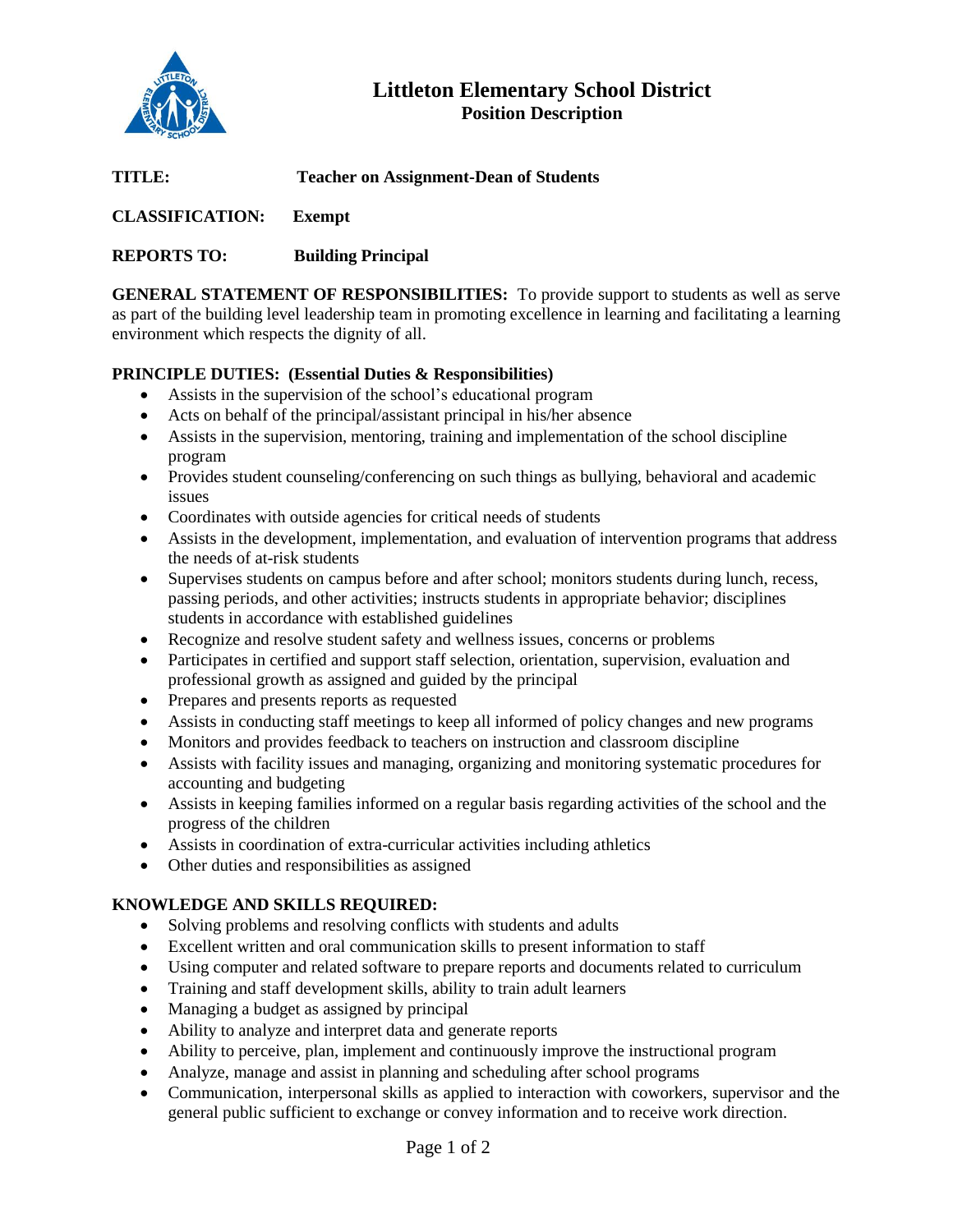# Littleton Elementary School District

## Position Description

**TITLE:** **Teacher on Assignment-Dean of Students**

**CLASSIFICATION:** **Exempt**

**REPORTS TO:** **Building Principal**

**GENERAL STATEMENT OF RESPONSIBILITIES:** To provide support to students as well as serve as part of the building level leadership team in promoting excellence in learning and facilitating a learning environment which respects the dignity of all.

**PRINCIPLE DUTIES: (Essential Duties & Responsibilities)**

- Assists in the supervision of the school's educational program
- Acts on behalf of the principal/assistant principal in his/her absence
- Assists in the supervision, mentoring, training and implementation of the school discipline program
- Provides student counseling/conferencing on such things as bullying, behavioral and academic issues
- Coordinates with outside agencies for critical needs of students
- Assists in the development, implementation, and evaluation of intervention programs that address the needs of at-risk students
- Supervises students on campus before and after school; monitors students during lunch, recess, passing periods, and other activities; instructs students in appropriate behavior; disciplines students in accordance with established guidelines
- Recognize and resolve student safety and wellness issues, concerns or problems
- Participates in certified and support staff selection, orientation, supervision, evaluation and professional growth as assigned and guided by the principal
- Prepares and presents reports as requested
- Assists in conducting staff meetings to keep all informed of policy changes and new programs
- Monitors and provides feedback to teachers on instruction and classroom discipline
- Assists with facility issues and managing, organizing and monitoring systematic procedures for accounting and budgeting
- Assists in keeping families informed on a regular basis regarding activities of the school and the progress of the children
- Assists in coordination of extra-curricular activities including athletics
- Other duties and responsibilities as assigned

**KNOWLEDGE AND SKILLS REQUIRED:**

- Solving problems and resolving conflicts with students and adults
- Excellent written and oral communication skills to present information to staff
- Using computer and related software to prepare reports and documents related to curriculum
- Training and staff development skills, ability to train adult learners
- Managing a budget as assigned by principal
- Ability to analyze and interpret data and generate reports
- Ability to perceive, plan, implement and continuously improve the instructional program
- Analyze, manage and assist in planning and scheduling after school programs
- Communication, interpersonal skills as applied to interaction with coworkers, supervisor and the general public sufficient to exchange or convey information and to receive work direction.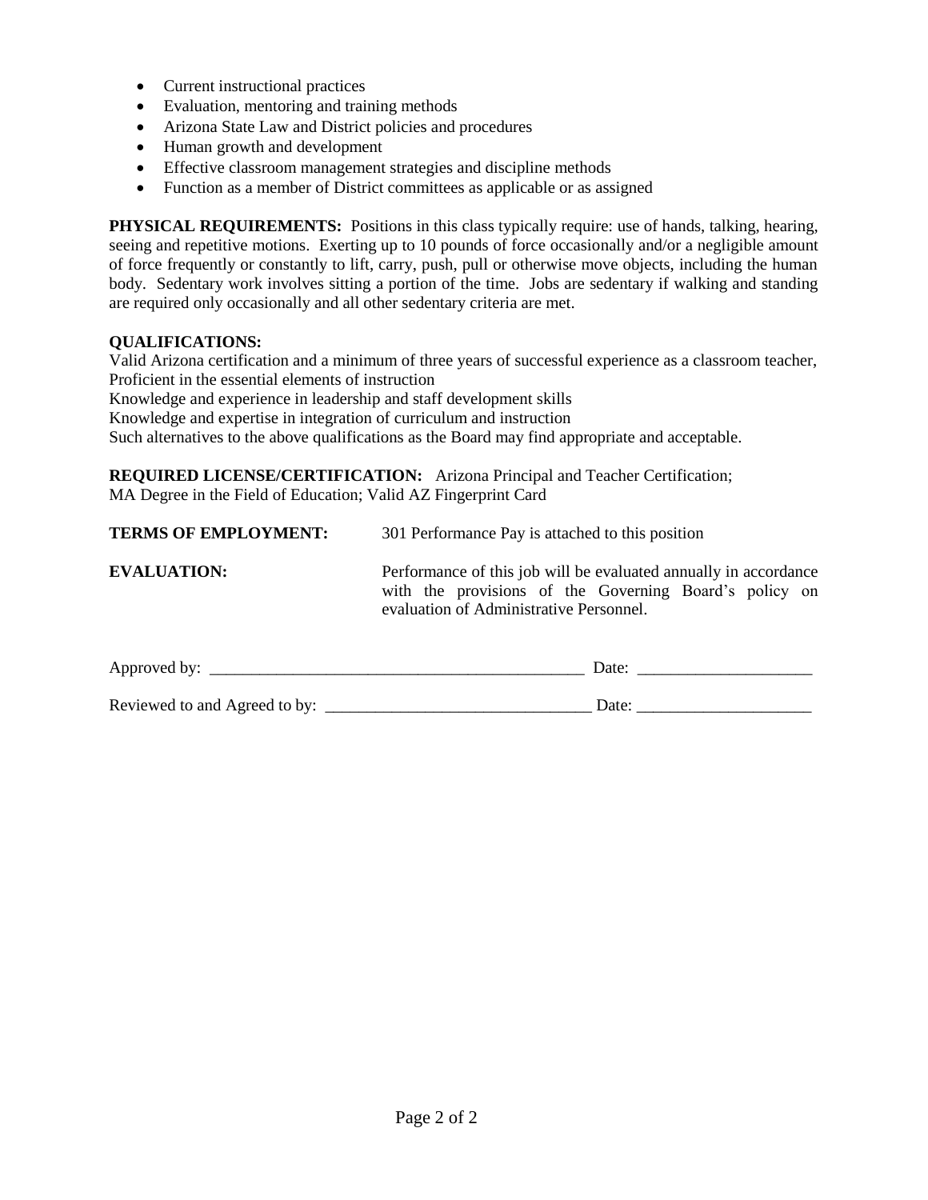- Current instructional practices
- Evaluation, mentoring and training methods
- Arizona State Law and District policies and procedures
- Human growth and development
- Effective classroom management strategies and discipline methods
- Function as a member of District committees as applicable or as assigned

**PHYSICAL REQUIREMENTS:** Positions in this class typically require: use of hands, talking, hearing, seeing and repetitive motions. Exerting up to 10 pounds of force occasionally and/or a negligible amount of force frequently or constantly to lift, carry, push, pull or otherwise move objects, including the human body. Sedentary work involves sitting a portion of the time. Jobs are sedentary if walking and standing are required only occasionally and all other sedentary criteria are met.

**QUALIFICATIONS:**
Valid Arizona certification and a minimum of three years of successful experience as a classroom teacher,
Proficient in the essential elements of instruction
Knowledge and experience in leadership and staff development skills
Knowledge and expertise in integration of curriculum and instruction
Such alternatives to the above qualifications as the Board may find appropriate and acceptable.

**REQUIRED LICENSE/CERTIFICATION:** Arizona Principal and Teacher Certification;
MA Degree in the Field of Education; Valid AZ Fingerprint Card

**TERMS OF EMPLOYMENT:** 301 Performance Pay is attached to this position

**EVALUATION:** Performance of this job will be evaluated annually in accordance with the provisions of the Governing Board's policy on evaluation of Administrative Personnel.

Approved by: _______________________________________________ Date: _____________________

Reviewed to and Agreed to by: ________________________________ Date: _____________________